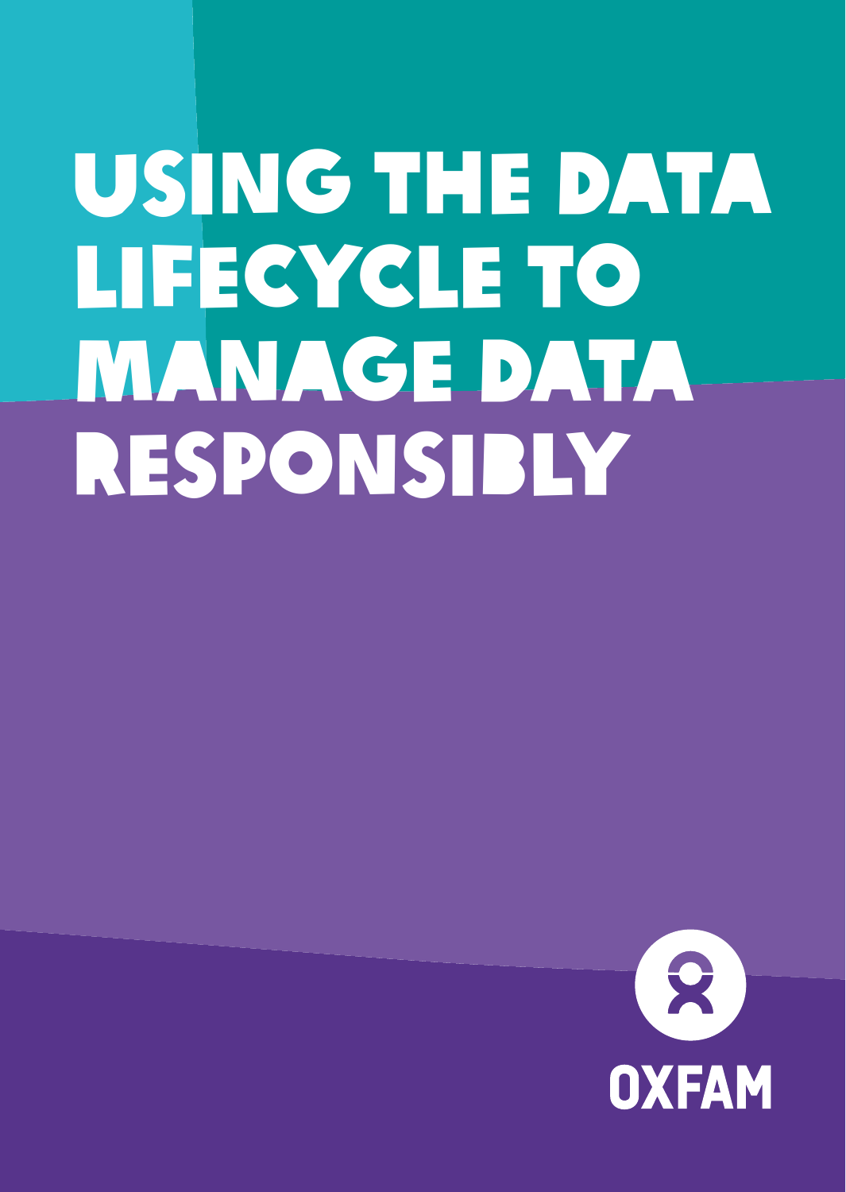# USING THE DATA LIFECYCLE TO MANAGE DATA RESPONSIBLY

OXFAM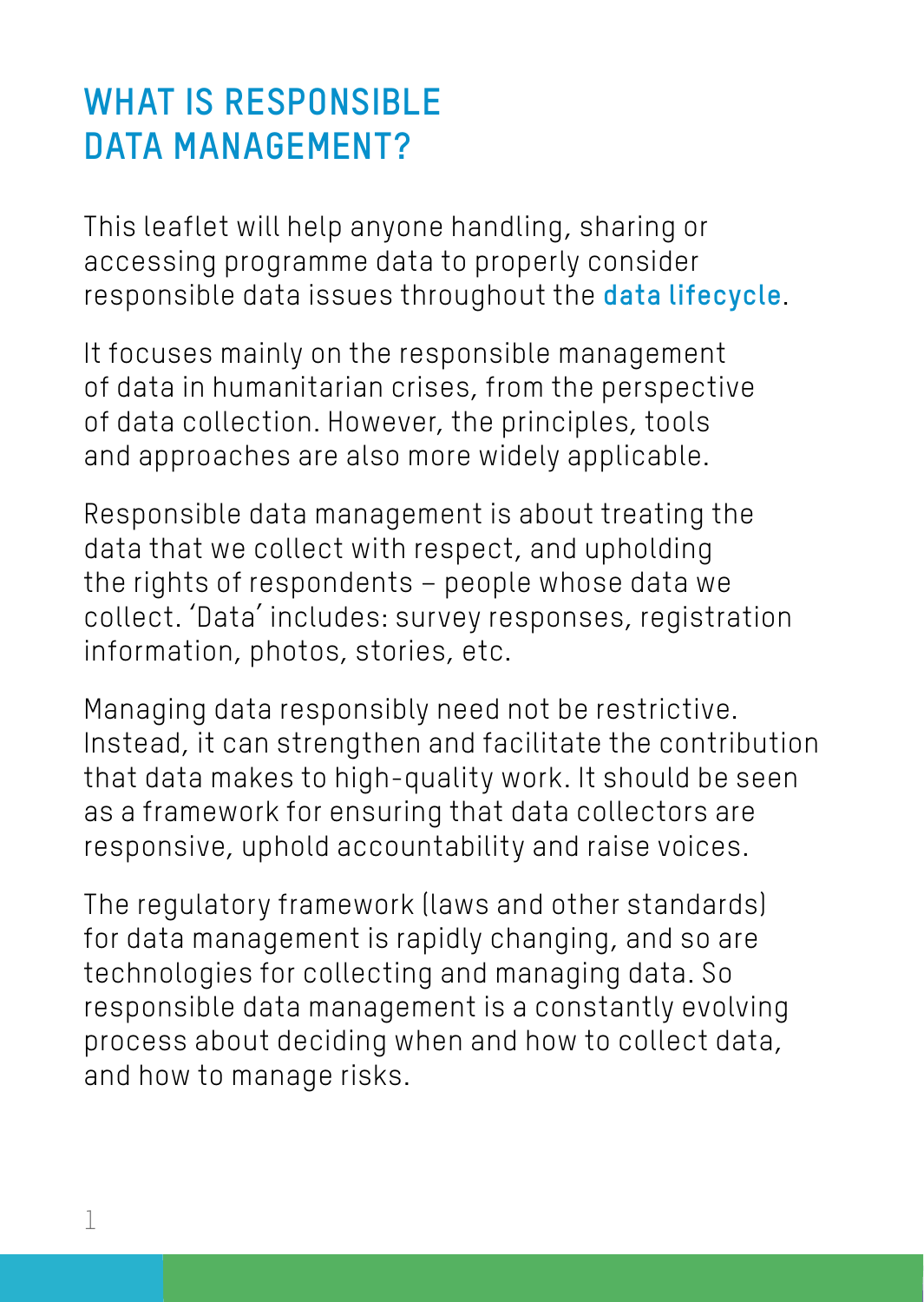# WHAT IS RESPONSIBLE DATA MANAGEMENT?

This leaflet will help anyone handling, sharing or accessing programme data to properly consider responsible data issues throughout the **data lifecycle**.

It focuses mainly on the responsible management of data in humanitarian crises, from the perspective of data collection. However, the principles, tools and approaches are also more widely applicable.

Responsible data management is about treating the data that we collect with respect, and upholding the rights of respondents – people whose data we collect. 'Data' includes: survey responses, registration information, photos, stories, etc.

Managing data responsibly need not be restrictive. Instead, it can strengthen and facilitate the contribution that data makes to high-quality work. It should be seen as a framework for ensuring that data collectors are responsive, uphold accountability and raise voices.

The regulatory framework (laws and other standards) for data management is rapidly changing, and so are technologies for collecting and managing data. So responsible data management is a constantly evolving process about deciding when and how to collect data, and how to manage risks.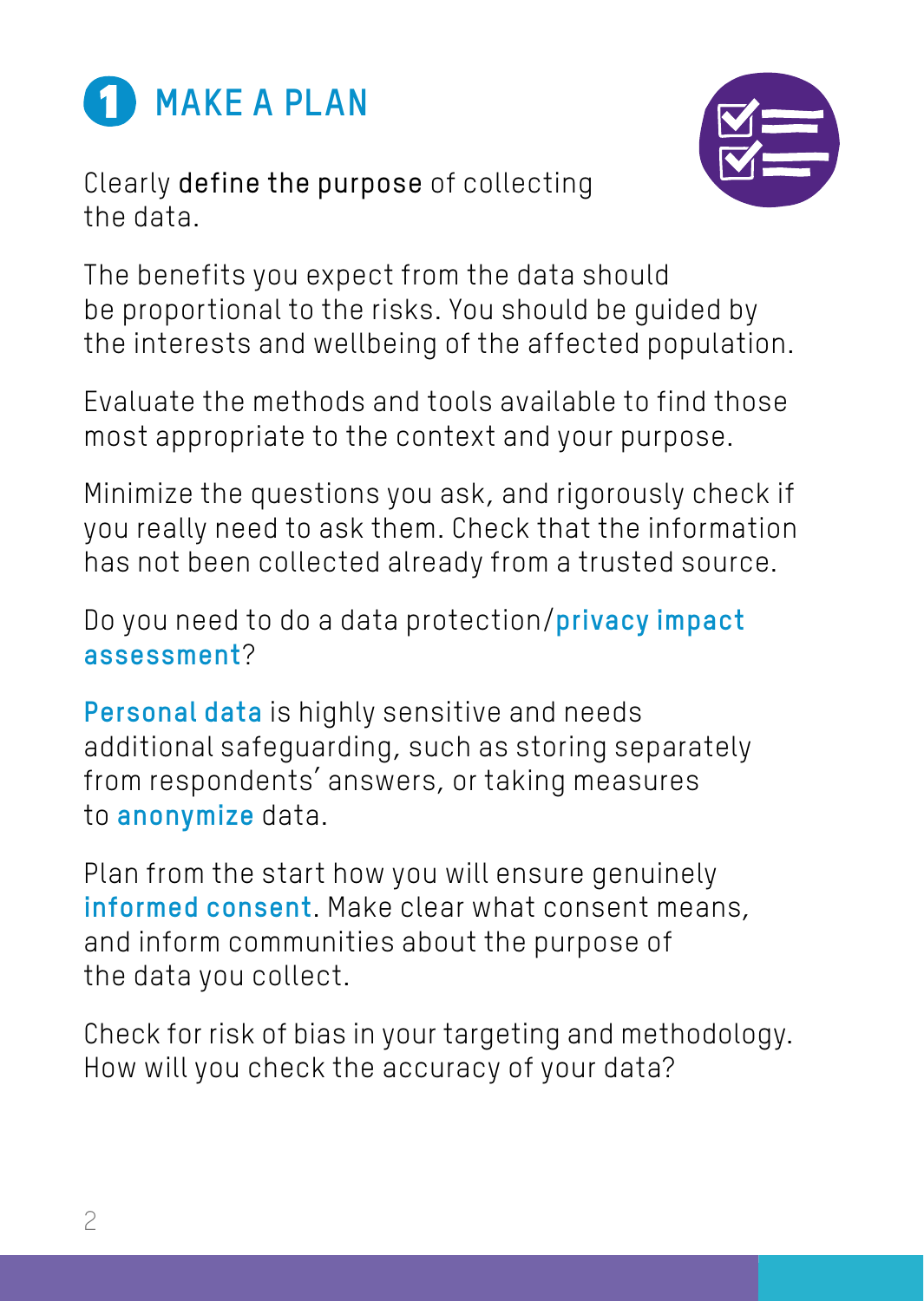# 1 MAKE A PLAN

Clearly **define the purpose** of collecting the data.

The benefits you expect from the data should be proportional to the risks. You should be guided by the interests and wellbeing of the affected population.

Evaluate the methods and tools available to find those most appropriate to the context and your purpose.

Minimize the questions you ask, and rigorously check if you really need to ask them. Check that the information has not been collected already from a trusted source.

Do you need to do a data protection/**privacy impact assessment**?

**Personal data** is highly sensitive and needs additional safeguarding, such as storing separately from respondents' answers, or taking measures to **anonymize** data.

Plan from the start how you will ensure genuinely **informed consent**. Make clear what consent means, and inform communities about the purpose of the data you collect.

Check for risk of bias in your targeting and methodology. How will you check the accuracy of your data?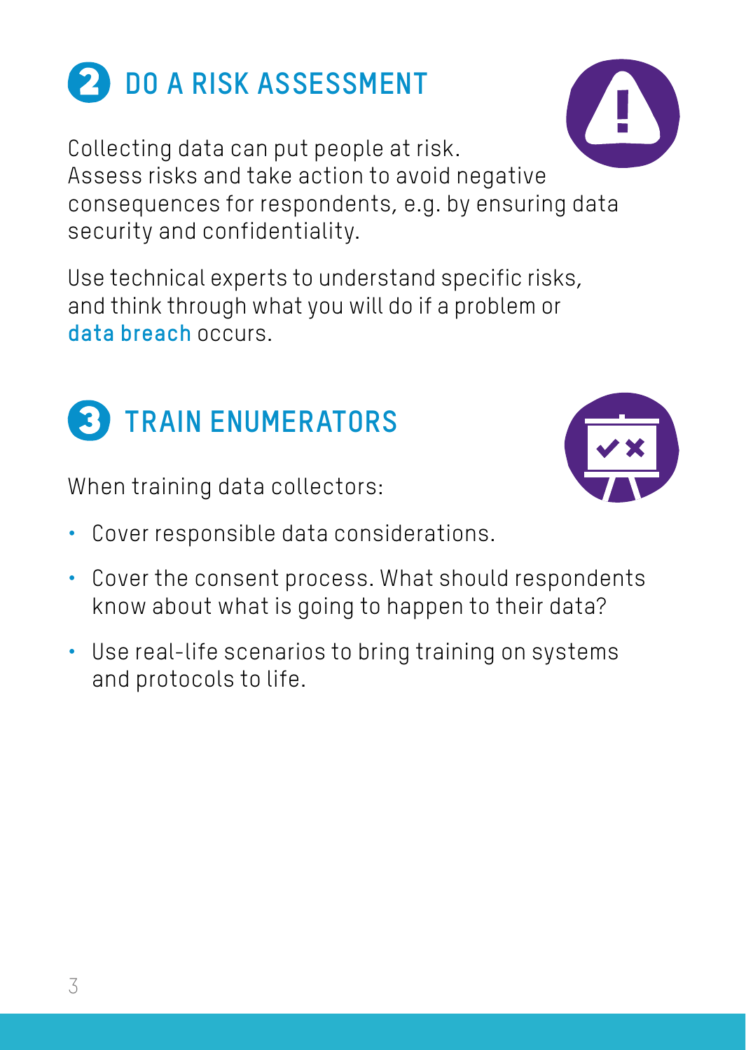## 2 DO A RISK ASSESSMENT

Collecting data can put people at risk. Assess risks and take action to avoid negative consequences for respondents, e.g. by ensuring data security and confidentiality.

Use technical experts to understand specific risks, and think through what you will do if a problem or **data breach** occurs.

## 3 TRAIN ENUMERATORS

When training data collectors:

- Cover responsible data considerations.
- Cover the consent process. What should respondents know about what is going to happen to their data?
- Use real-life scenarios to bring training on systems and protocols to life.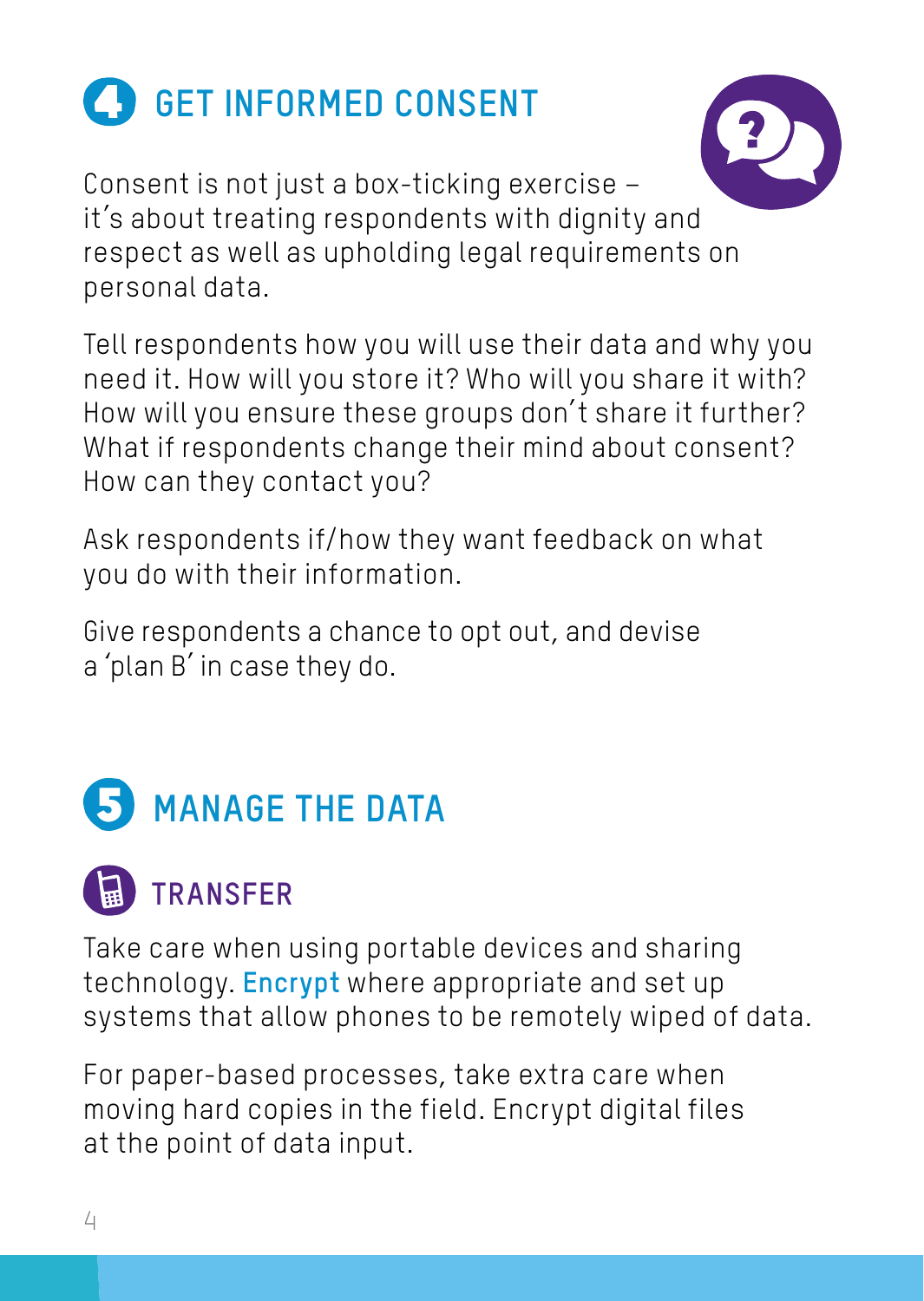## 4 GET INFORMED CONSENT

Consent is not just a box-ticking exercise – it's about treating respondents with dignity and respect as well as upholding legal requirements on personal data.

Tell respondents how you will use their data and why you need it. How will you store it? Who will you share it with? How will you ensure these groups don't share it further? What if respondents change their mind about consent? How can they contact you?

Ask respondents if/how they want feedback on what you do with their information.

Give respondents a chance to opt out, and devise a 'plan B' in case they do.

## 5 MANAGE THE DATA

### TRANSFER

Take care when using portable devices and sharing technology. **Encrypt** where appropriate and set up systems that allow phones to be remotely wiped of data.

For paper-based processes, take extra care when moving hard copies in the field. Encrypt digital files at the point of data input.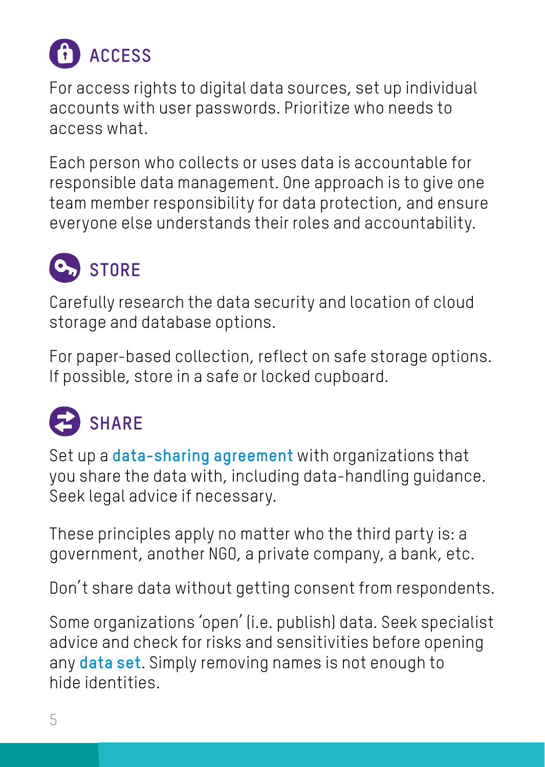## ACCESS

For access rights to digital data sources, set up individual accounts with user passwords. Prioritize who needs to access what.

Each person who collects or uses data is accountable for responsible data management. One approach is to give one team member responsibility for data protection, and ensure everyone else understands their roles and accountability.

## STORE

Carefully research the data security and location of cloud storage and database options.

For paper-based collection, reflect on safe storage options. If possible, store in a safe or locked cupboard.

## SHARE

Set up a **data-sharing agreement** with organizations that you share the data with, including data-handling guidance. Seek legal advice if necessary.

These principles apply no matter who the third party is: a government, another NGO, a private company, a bank, etc.

Don't share data without getting consent from respondents.

Some organizations 'open' (i.e. publish) data. Seek specialist advice and check for risks and sensitivities before opening any **data set**. Simply removing names is not enough to hide identities.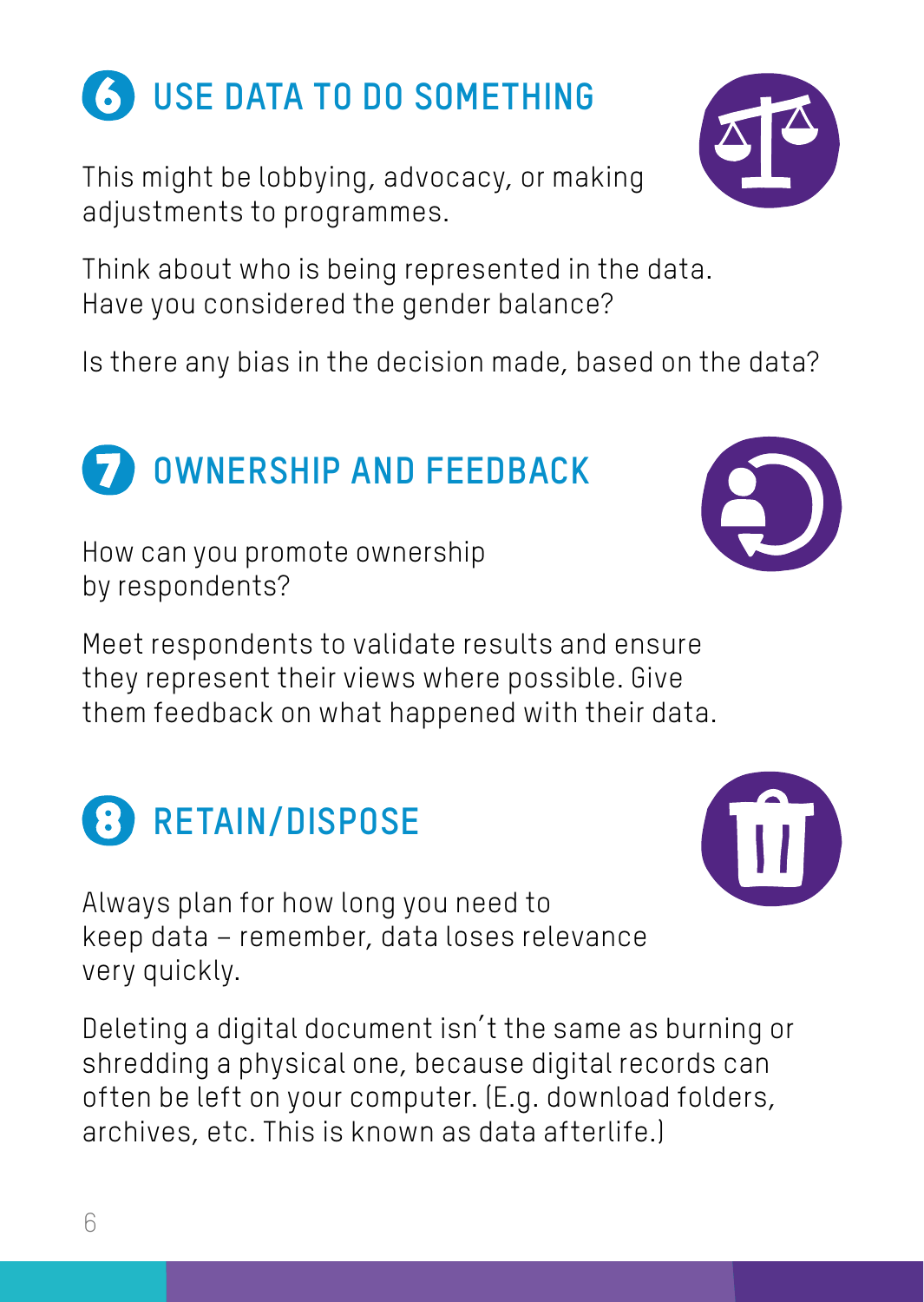## 6 USE DATA TO DO SOMETHING

This might be lobbying, advocacy, or making adjustments to programmes.

Think about who is being represented in the data. Have you considered the gender balance?

Is there any bias in the decision made, based on the data?

## 7 OWNERSHIP AND FEEDBACK

How can you promote ownership by respondents?

Meet respondents to validate results and ensure they represent their views where possible. Give them feedback on what happened with their data.

## 8 RETAIN/DISPOSE

Always plan for how long you need to keep data – remember, data loses relevance very quickly.

Deleting a digital document isn't the same as burning or shredding a physical one, because digital records can often be left on your computer. (E.g. download folders, archives, etc. This is known as data afterlife.)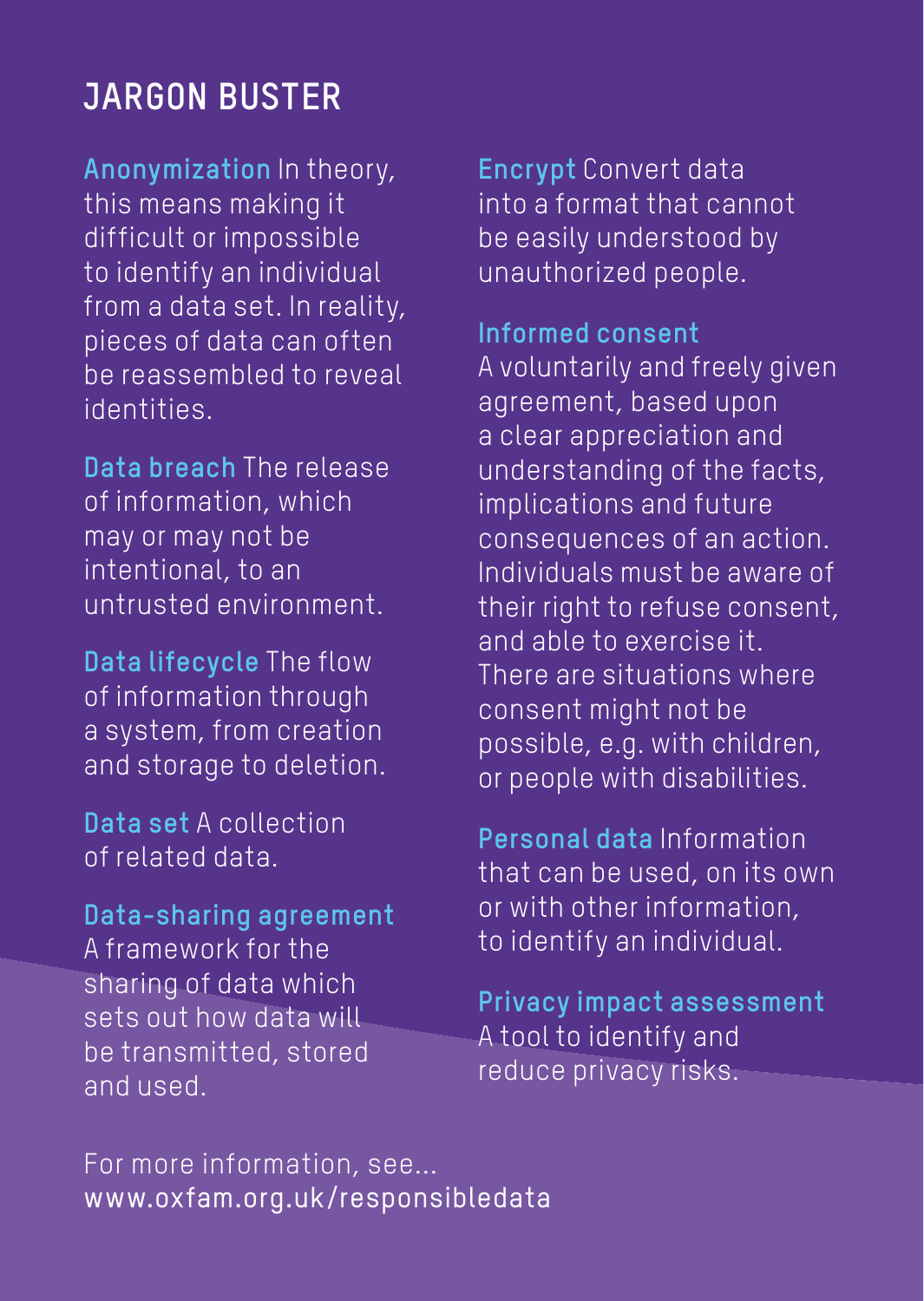## JARGON BUSTER

**Anonymization** In theory, this means making it difficult or impossible to identify an individual from a data set. In reality, pieces of data can often be reassembled to reveal identities.

**Data breach** The release of information, which may or may not be intentional, to an untrusted environment.

**Data lifecycle** The flow of information through a system, from creation and storage to deletion.

**Data set** A collection of related data.

**Data-sharing agreement** A framework for the sharing of data which sets out how data will be transmitted, stored and used.

**Encrypt** Convert data into a format that cannot be easily understood by unauthorized people.

**Informed consent** A voluntarily and freely given agreement, based upon a clear appreciation and understanding of the facts, implications and future consequences of an action. Individuals must be aware of their right to refuse consent, and able to exercise it. There are situations where consent might not be possible, e.g. with children, or people with disabilities.

**Personal data** Information that can be used, on its own or with other information, to identify an individual.

**Privacy impact assessment** A tool to identify and reduce privacy risks.

For more information, see...
www.oxfam.org.uk/responsibledata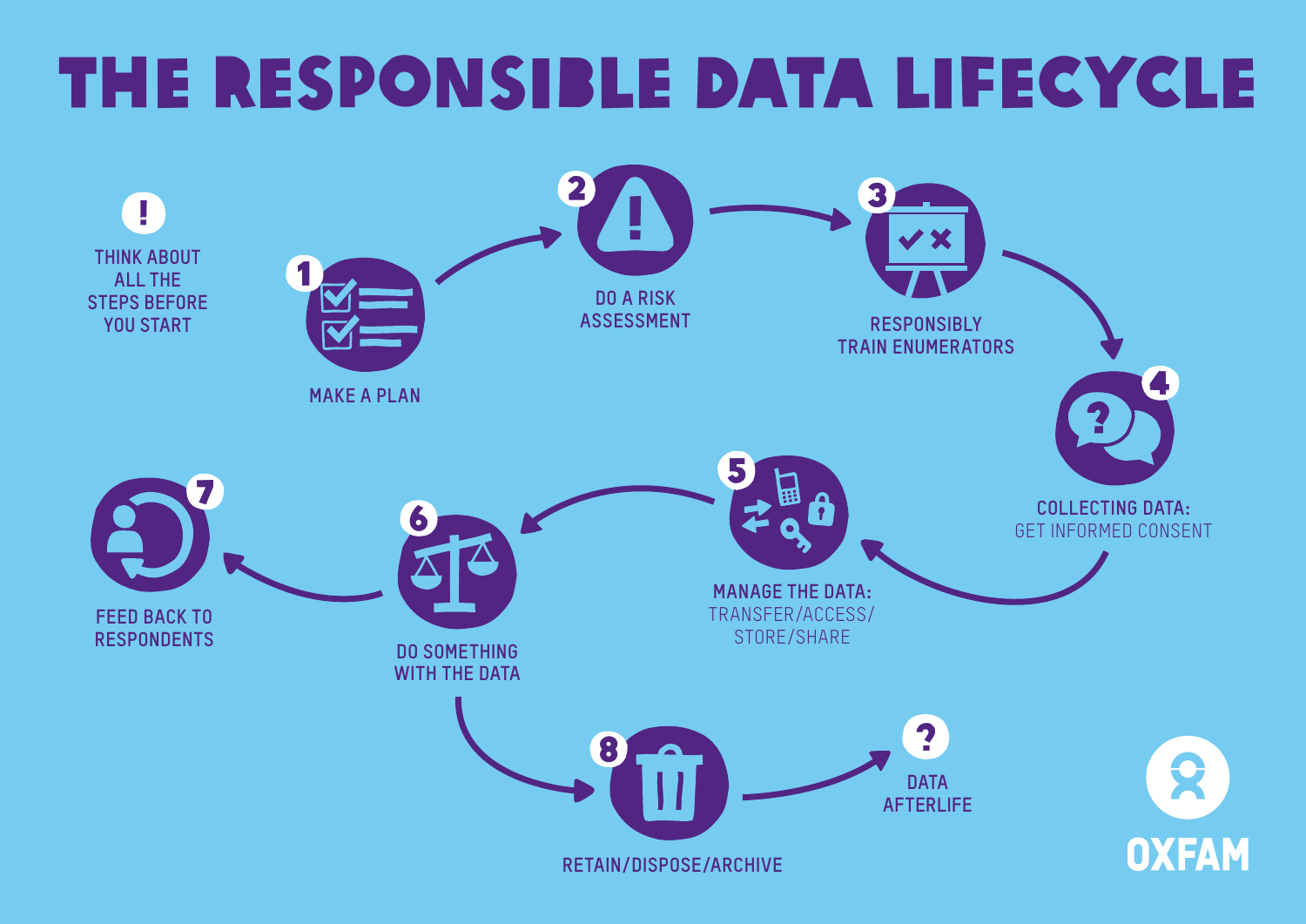# THE RESPONSIBLE DATA LIFECYCLE

! THINK ABOUT ALL THE STEPS BEFORE YOU START

1 MAKE A PLAN

2 DO A RISK ASSESSMENT

3 RESPONSIBLY TRAIN ENUMERATORS

4 COLLECTING DATA: GET INFORMED CONSENT

5 MANAGE THE DATA: TRANSFER/ACCESS/STORE/SHARE

6 DO SOMETHING WITH THE DATA

7 FEED BACK TO RESPONDENTS

8 RETAIN/DISPOSE/ARCHIVE

? DATA AFTERLIFE

OXFAM